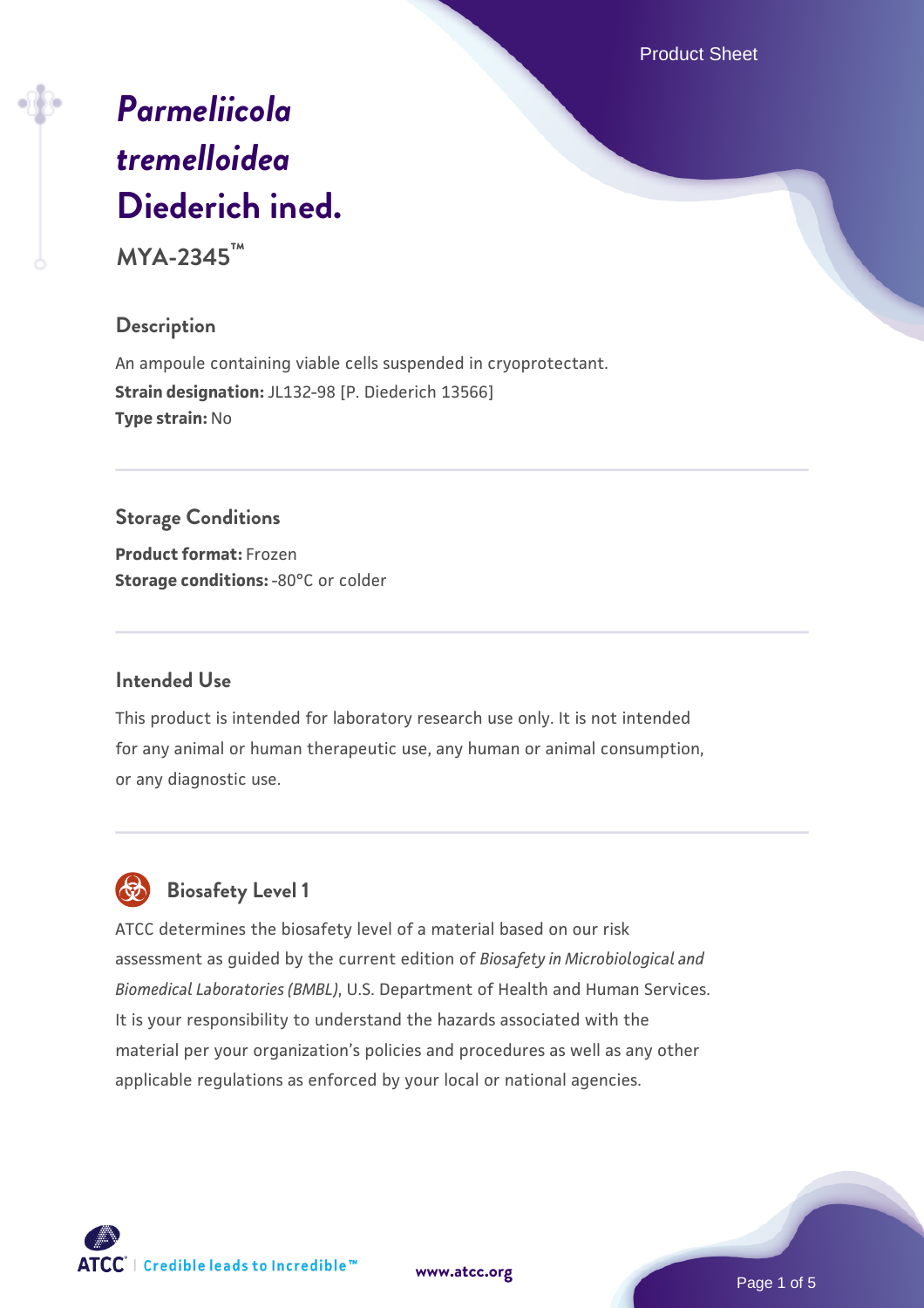# *Parmeliicola tremelloidea* Diederich ined.

**MYA-2345™**

## Description

An ampoule containing viable cells suspended in cryoprotectant.

**Strain designation:** JL132-98 [P. Diederich 13566]

**Type strain:** No

## Storage Conditions

**Product format:** Frozen

**Storage conditions:** -80°C or colder

## Intended Use

This product is intended for laboratory research use only. It is not intended for any animal or human therapeutic use, any human or animal consumption, or any diagnostic use.

## Biosafety Level 1

ATCC determines the biosafety level of a material based on our risk assessment as guided by the current edition of *Biosafety in Microbiological and Biomedical Laboratories (BMBL)*, U.S. Department of Health and Human Services. It is your responsibility to understand the hazards associated with the material per your organization's policies and procedures as well as any other applicable regulations as enforced by your local or national agencies.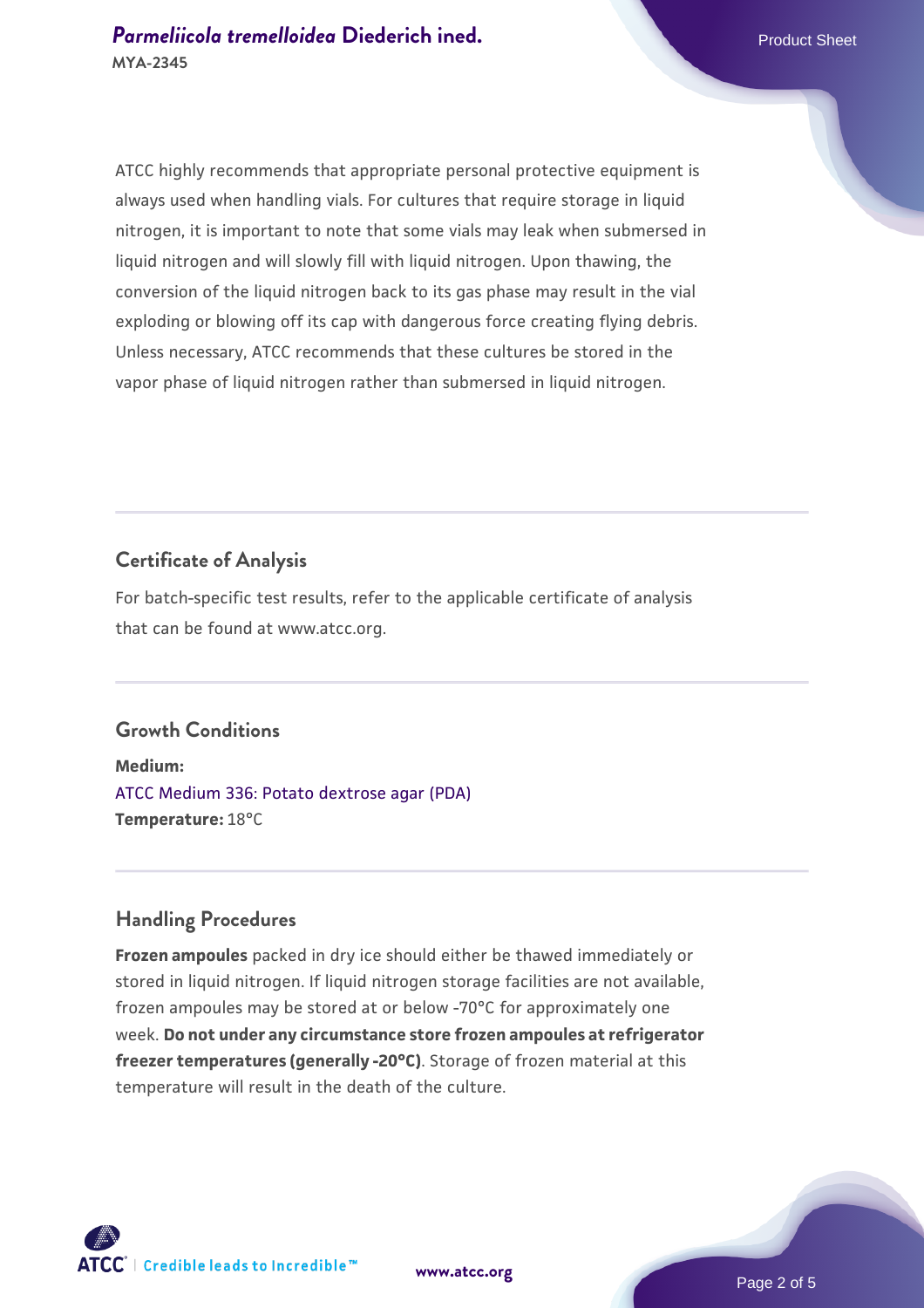ATCC highly recommends that appropriate personal protective equipment is always used when handling vials. For cultures that require storage in liquid nitrogen, it is important to note that some vials may leak when submersed in liquid nitrogen and will slowly fill with liquid nitrogen. Upon thawing, the conversion of the liquid nitrogen back to its gas phase may result in the vial exploding or blowing off its cap with dangerous force creating flying debris. Unless necessary, ATCC recommends that these cultures be stored in the vapor phase of liquid nitrogen rather than submersed in liquid nitrogen.

## Certificate of Analysis

For batch-specific test results, refer to the applicable certificate of analysis that can be found at www.atcc.org.

## Growth Conditions

**Medium:**
ATCC Medium 336: Potato dextrose agar (PDA)
**Temperature:** 18°C

## Handling Procedures

**Frozen ampoules** packed in dry ice should either be thawed immediately or stored in liquid nitrogen. If liquid nitrogen storage facilities are not available, frozen ampoules may be stored at or below -70°C for approximately one week. **Do not under any circumstance store frozen ampoules at refrigerator freezer temperatures (generally -20°C)**. Storage of frozen material at this temperature will result in the death of the culture.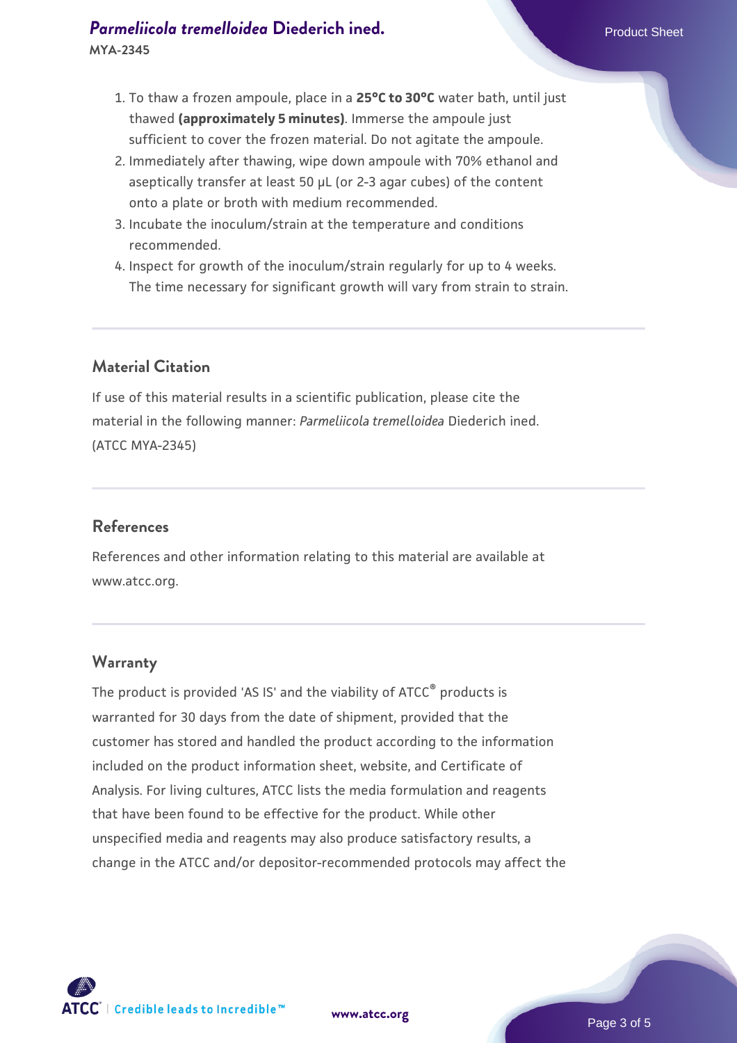1. To thaw a frozen ampoule, place in a **25°C to 30°C** water bath, until just thawed **(approximately 5 minutes)**. Immerse the ampoule just sufficient to cover the frozen material. Do not agitate the ampoule.
2. Immediately after thawing, wipe down ampoule with 70% ethanol and aseptically transfer at least 50 µL (or 2-3 agar cubes) of the content onto a plate or broth with medium recommended.
3. Incubate the inoculum/strain at the temperature and conditions recommended.
4. Inspect for growth of the inoculum/strain regularly for up to 4 weeks. The time necessary for significant growth will vary from strain to strain.

## Material Citation

If use of this material results in a scientific publication, please cite the material in the following manner: *Parmeliicola tremelloidea* Diederich ined. (ATCC MYA-2345)

## References

References and other information relating to this material are available at www.atcc.org.

## Warranty

The product is provided 'AS IS' and the viability of ATCC® products is warranted for 30 days from the date of shipment, provided that the customer has stored and handled the product according to the information included on the product information sheet, website, and Certificate of Analysis. For living cultures, ATCC lists the media formulation and reagents that have been found to be effective for the product. While other unspecified media and reagents may also produce satisfactory results, a change in the ATCC and/or depositor-recommended protocols may affect the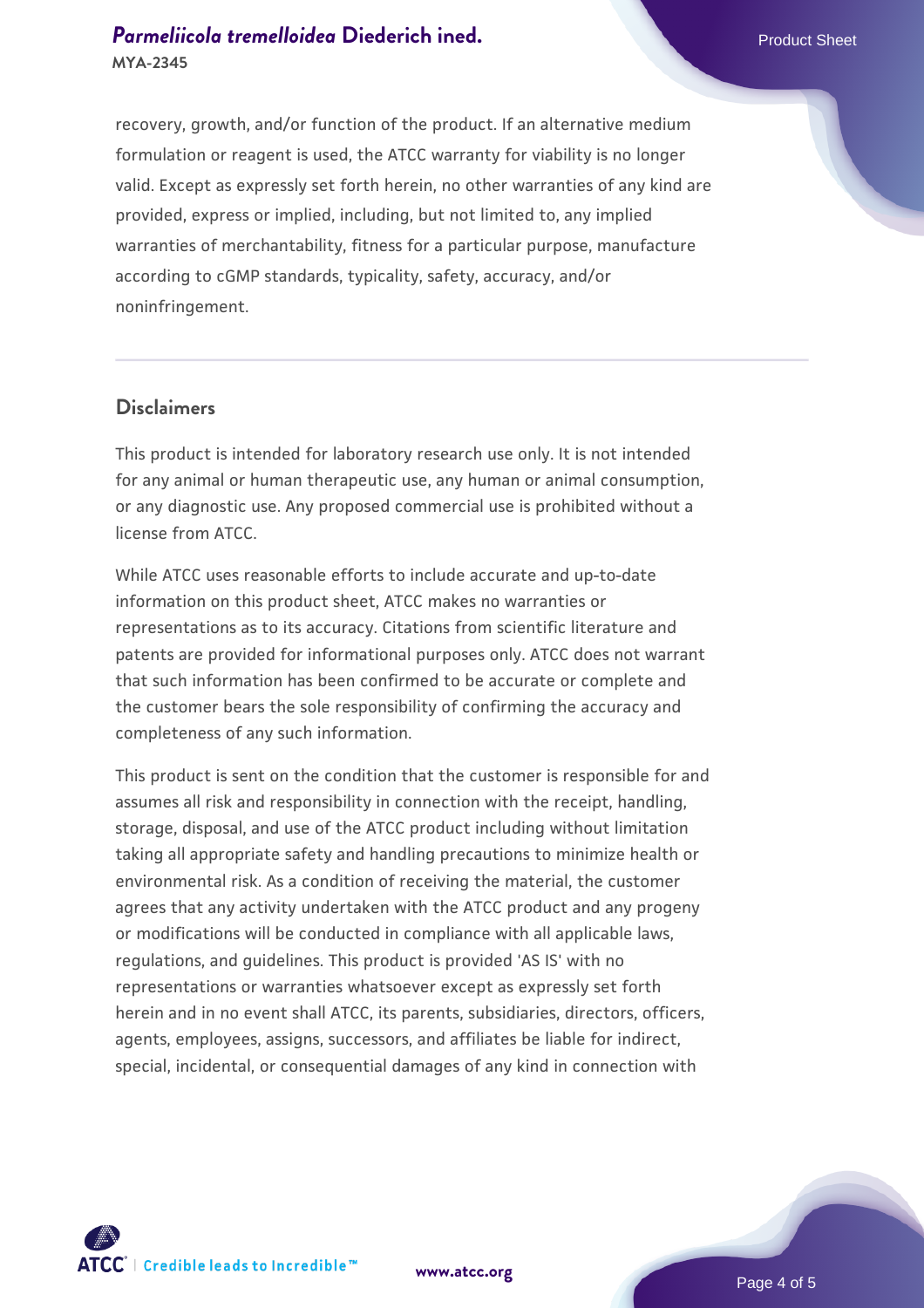recovery, growth, and/or function of the product. If an alternative medium formulation or reagent is used, the ATCC warranty for viability is no longer valid. Except as expressly set forth herein, no other warranties of any kind are provided, express or implied, including, but not limited to, any implied warranties of merchantability, fitness for a particular purpose, manufacture according to cGMP standards, typicality, safety, accuracy, and/or noninfringement.

## Disclaimers

This product is intended for laboratory research use only. It is not intended for any animal or human therapeutic use, any human or animal consumption, or any diagnostic use. Any proposed commercial use is prohibited without a license from ATCC.

While ATCC uses reasonable efforts to include accurate and up-to-date information on this product sheet, ATCC makes no warranties or representations as to its accuracy. Citations from scientific literature and patents are provided for informational purposes only. ATCC does not warrant that such information has been confirmed to be accurate or complete and the customer bears the sole responsibility of confirming the accuracy and completeness of any such information.

This product is sent on the condition that the customer is responsible for and assumes all risk and responsibility in connection with the receipt, handling, storage, disposal, and use of the ATCC product including without limitation taking all appropriate safety and handling precautions to minimize health or environmental risk. As a condition of receiving the material, the customer agrees that any activity undertaken with the ATCC product and any progeny or modifications will be conducted in compliance with all applicable laws, regulations, and guidelines. This product is provided 'AS IS' with no representations or warranties whatsoever except as expressly set forth herein and in no event shall ATCC, its parents, subsidiaries, directors, officers, agents, employees, assigns, successors, and affiliates be liable for indirect, special, incidental, or consequential damages of any kind in connection with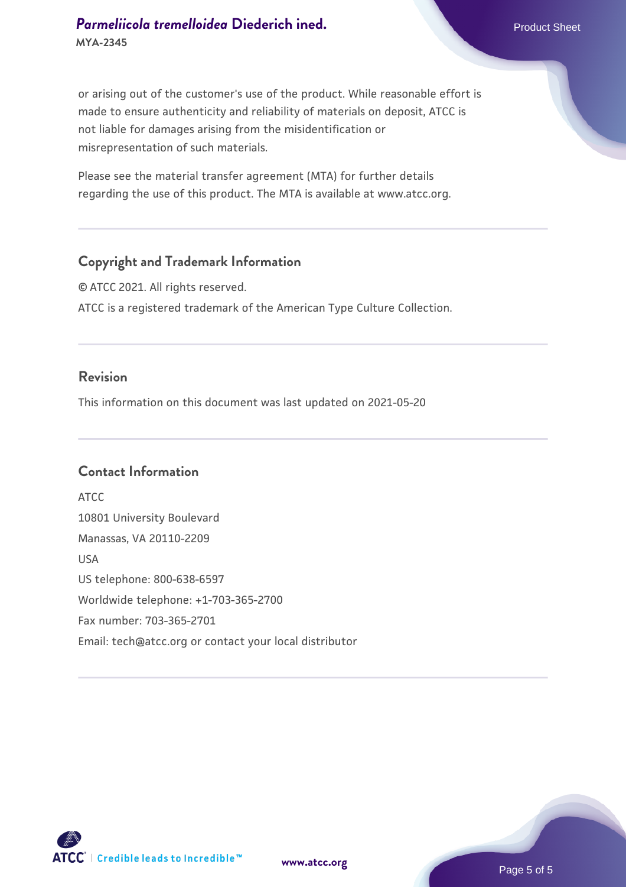or arising out of the customer's use of the product. While reasonable effort is made to ensure authenticity and reliability of materials on deposit, ATCC is not liable for damages arising from the misidentification or misrepresentation of such materials.

Please see the material transfer agreement (MTA) for further details regarding the use of this product. The MTA is available at www.atcc.org.

## Copyright and Trademark Information

© ATCC 2021. All rights reserved.

ATCC is a registered trademark of the American Type Culture Collection.

## Revision

This information on this document was last updated on 2021-05-20

## Contact Information

ATCC
10801 University Boulevard
Manassas, VA 20110-2209
USA
US telephone: 800-638-6597
Worldwide telephone: +1-703-365-2700
Fax number: 703-365-2701
Email: tech@atcc.org or contact your local distributor